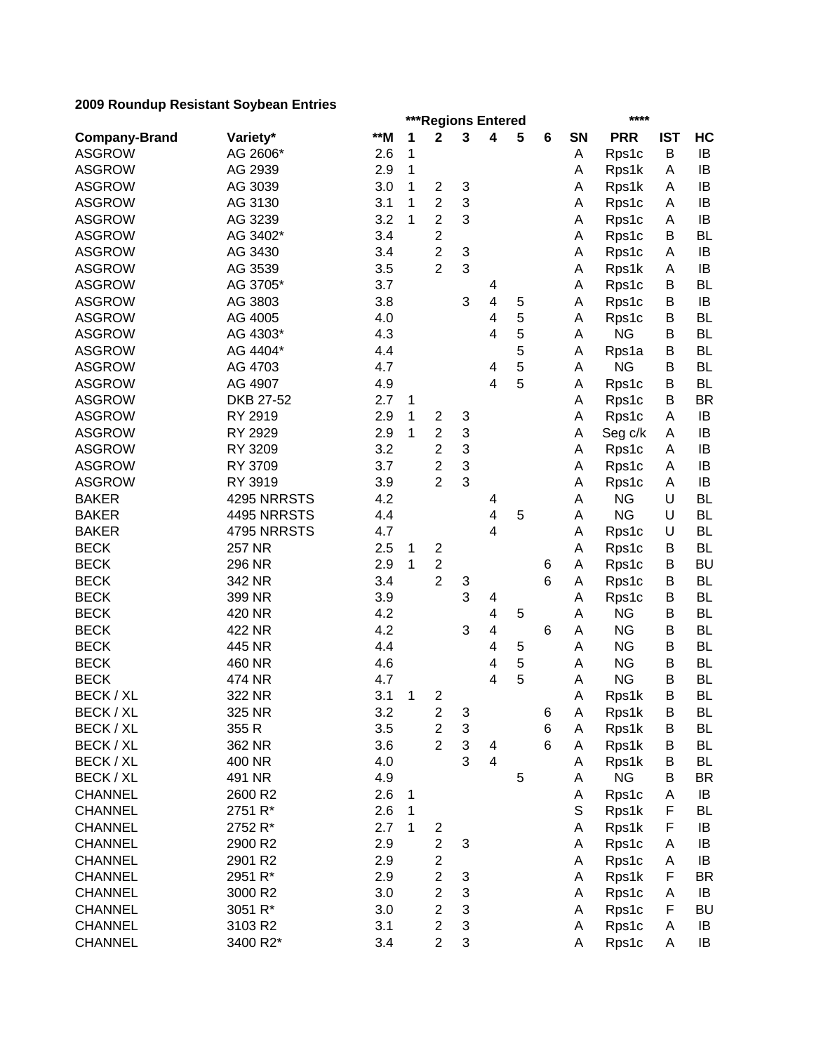**2009 Roundup Resistant Soybean Entries**

| | | | ***Regions Entered | | | | | | | **** | | |
|---|---|---|---|---|---|---|---|---|---|---|---|---|
| **Company-Brand** | **Variety*** | ****M** | **1** | **2** | **3** | **4** | **5** | **6** | **SN** | **PRR** | **IST** | **HC** |
| ASGROW | AG 2606* | 2.6 | 1 | | | | | | A | Rps1c | B | IB |
| ASGROW | AG 2939 | 2.9 | 1 | | | | | | A | Rps1k | A | IB |
| ASGROW | AG 3039 | 3.0 | 1 | 2 | 3 | | | | A | Rps1k | A | IB |
| ASGROW | AG 3130 | 3.1 | 1 | 2 | 3 | | | | A | Rps1c | A | IB |
| ASGROW | AG 3239 | 3.2 | 1 | 2 | 3 | | | | A | Rps1c | A | IB |
| ASGROW | AG 3402* | 3.4 | | 2 | | | | | A | Rps1c | B | BL |
| ASGROW | AG 3430 | 3.4 | | 2 | 3 | | | | A | Rps1c | A | IB |
| ASGROW | AG 3539 | 3.5 | | 2 | 3 | | | | A | Rps1k | A | IB |
| ASGROW | AG 3705* | 3.7 | | | | 4 | | | A | Rps1c | B | BL |
| ASGROW | AG 3803 | 3.8 | | | 3 | 4 | 5 | | A | Rps1c | B | IB |
| ASGROW | AG 4005 | 4.0 | | | | 4 | 5 | | A | Rps1c | B | BL |
| ASGROW | AG 4303* | 4.3 | | | | 4 | 5 | | A | NG | B | BL |
| ASGROW | AG 4404* | 4.4 | | | | | 5 | | A | Rps1a | B | BL |
| ASGROW | AG 4703 | 4.7 | | | | 4 | 5 | | A | NG | B | BL |
| ASGROW | AG 4907 | 4.9 | | | | 4 | 5 | | A | Rps1c | B | BL |
| ASGROW | DKB 27-52 | 2.7 | 1 | | | | | | A | Rps1c | B | BR |
| ASGROW | RY 2919 | 2.9 | 1 | 2 | 3 | | | | A | Rps1c | A | IB |
| ASGROW | RY 2929 | 2.9 | 1 | 2 | 3 | | | | A | Seg c/k | A | IB |
| ASGROW | RY 3209 | 3.2 | | 2 | 3 | | | | A | Rps1c | A | IB |
| ASGROW | RY 3709 | 3.7 | | 2 | 3 | | | | A | Rps1c | A | IB |
| ASGROW | RY 3919 | 3.9 | | 2 | 3 | | | | A | Rps1c | A | IB |
| BAKER | 4295 NRRSTS | 4.2 | | | | 4 | | | A | NG | U | BL |
| BAKER | 4495 NRRSTS | 4.4 | | | | 4 | 5 | | A | NG | U | BL |
| BAKER | 4795 NRRSTS | 4.7 | | | | 4 | | | A | Rps1c | U | BL |
| BECK | 257 NR | 2.5 | 1 | 2 | | | | | A | Rps1c | B | BL |
| BECK | 296 NR | 2.9 | 1 | 2 | | | | 6 | A | Rps1c | B | BU |
| BECK | 342 NR | 3.4 | | 2 | 3 | | | 6 | A | Rps1c | B | BL |
| BECK | 399 NR | 3.9 | | | 3 | 4 | | | A | Rps1c | B | BL |
| BECK | 420 NR | 4.2 | | | | 4 | 5 | | A | NG | B | BL |
| BECK | 422 NR | 4.2 | | | 3 | 4 | | 6 | A | NG | B | BL |
| BECK | 445 NR | 4.4 | | | | 4 | 5 | | A | NG | B | BL |
| BECK | 460 NR | 4.6 | | | | 4 | 5 | | A | NG | B | BL |
| BECK | 474 NR | 4.7 | | | | 4 | 5 | | A | NG | B | BL |
| BECK / XL | 322 NR | 3.1 | 1 | 2 | | | | | A | Rps1k | B | BL |
| BECK / XL | 325 NR | 3.2 | | 2 | 3 | | | 6 | A | Rps1k | B | BL |
| BECK / XL | 355 R | 3.5 | | 2 | 3 | | | 6 | A | Rps1k | B | BL |
| BECK / XL | 362 NR | 3.6 | | 2 | 3 | 4 | | 6 | A | Rps1k | B | BL |
| BECK / XL | 400 NR | 4.0 | | | 3 | 4 | | | A | Rps1k | B | BL |
| BECK / XL | 491 NR | 4.9 | | | | | 5 | | A | NG | B | BR |
| CHANNEL | 2600 R2 | 2.6 | 1 | | | | | | A | Rps1c | A | IB |
| CHANNEL | 2751 R* | 2.6 | 1 | | | | | | S | Rps1k | F | BL |
| CHANNEL | 2752 R* | 2.7 | 1 | 2 | | | | | A | Rps1k | F | IB |
| CHANNEL | 2900 R2 | 2.9 | | 2 | 3 | | | | A | Rps1c | A | IB |
| CHANNEL | 2901 R2 | 2.9 | | 2 | | | | | A | Rps1c | A | IB |
| CHANNEL | 2951 R* | 2.9 | | 2 | 3 | | | | A | Rps1k | F | BR |
| CHANNEL | 3000 R2 | 3.0 | | 2 | 3 | | | | A | Rps1c | A | IB |
| CHANNEL | 3051 R* | 3.0 | | 2 | 3 | | | | A | Rps1c | F | BU |
| CHANNEL | 3103 R2 | 3.1 | | 2 | 3 | | | | A | Rps1c | A | IB |
| CHANNEL | 3400 R2* | 3.4 | | 2 | 3 | | | | A | Rps1c | A | IB |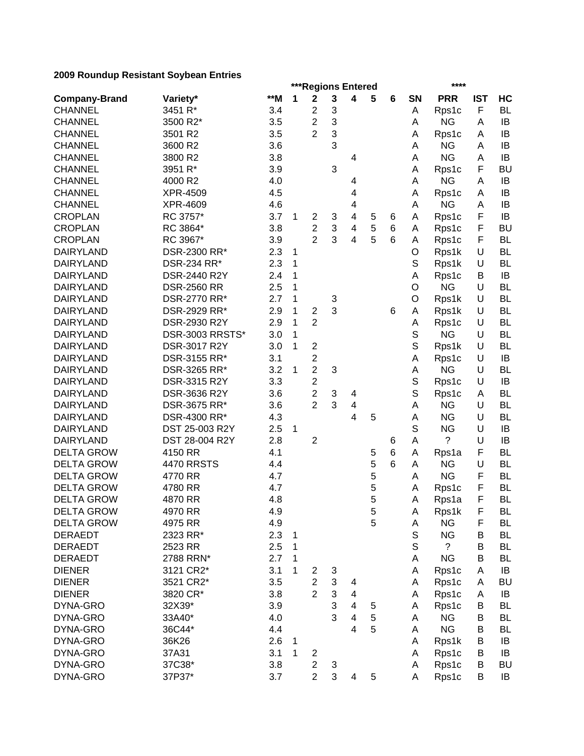**2009 Roundup Resistant Soybean Entries**

| Company-Brand | Variety* | **M | ***Regions Entered | | | | | | **** | | | |
|---|---|---|---|---|---|---|---|---|---|---|---|---|
| | | | 1 | 2 | 3 | 4 | 5 | 6 | SN | PRR | IST | HC |
| CHANNEL | 3451 R* | 3.4 | | 2 | 3 | | | | A | Rps1c | F | BL |
| CHANNEL | 3500 R2* | 3.5 | | 2 | 3 | | | | A | NG | A | IB |
| CHANNEL | 3501 R2 | 3.5 | | 2 | 3 | | | | A | Rps1c | A | IB |
| CHANNEL | 3600 R2 | 3.6 | | | 3 | | | | A | NG | A | IB |
| CHANNEL | 3800 R2 | 3.8 | | | | 4 | | | A | NG | A | IB |
| CHANNEL | 3951 R* | 3.9 | | | 3 | | | | A | Rps1c | F | BU |
| CHANNEL | 4000 R2 | 4.0 | | | | 4 | | | A | NG | A | IB |
| CHANNEL | XPR-4509 | 4.5 | | | | 4 | | | A | Rps1c | A | IB |
| CHANNEL | XPR-4609 | 4.6 | | | | 4 | | | A | NG | A | IB |
| CROPLAN | RC 3757* | 3.7 | 1 | 2 | 3 | 4 | 5 | 6 | A | Rps1c | F | IB |
| CROPLAN | RC 3864* | 3.8 | | 2 | 3 | 4 | 5 | 6 | A | Rps1c | F | BU |
| CROPLAN | RC 3967* | 3.9 | | 2 | 3 | 4 | 5 | 6 | A | Rps1c | F | BL |
| DAIRYLAND | DSR-2300 RR* | 2.3 | 1 | | | | | | O | Rps1k | U | BL |
| DAIRYLAND | DSR-234 RR* | 2.3 | 1 | | | | | | S | Rps1k | U | BL |
| DAIRYLAND | DSR-2440 R2Y | 2.4 | 1 | | | | | | A | Rps1c | B | IB |
| DAIRYLAND | DSR-2560 RR | 2.5 | 1 | | | | | | O | NG | U | BL |
| DAIRYLAND | DSR-2770 RR* | 2.7 | 1 | | 3 | | | | O | Rps1k | U | BL |
| DAIRYLAND | DSR-2929 RR* | 2.9 | 1 | 2 | 3 | | | 6 | A | Rps1k | U | BL |
| DAIRYLAND | DSR-2930 R2Y | 2.9 | 1 | 2 | | | | | A | Rps1c | U | BL |
| DAIRYLAND | DSR-3003 RRSTS* | 3.0 | 1 | | | | | | S | NG | U | BL |
| DAIRYLAND | DSR-3017 R2Y | 3.0 | 1 | 2 | | | | | S | Rps1k | U | BL |
| DAIRYLAND | DSR-3155 RR* | 3.1 | | 2 | | | | | A | Rps1c | U | IB |
| DAIRYLAND | DSR-3265 RR* | 3.2 | 1 | 2 | 3 | | | | A | NG | U | BL |
| DAIRYLAND | DSR-3315 R2Y | 3.3 | | 2 | | | | | S | Rps1c | U | IB |
| DAIRYLAND | DSR-3636 R2Y | 3.6 | | 2 | 3 | 4 | | | S | Rps1c | A | BL |
| DAIRYLAND | DSR-3675 RR* | 3.6 | | 2 | 3 | 4 | | | A | NG | U | BL |
| DAIRYLAND | DSR-4300 RR* | 4.3 | | | | 4 | 5 | | A | NG | U | BL |
| DAIRYLAND | DST 25-003 R2Y | 2.5 | 1 | | | | | | S | NG | U | IB |
| DAIRYLAND | DST 28-004 R2Y | 2.8 | | 2 | | | | 6 | A | ? | U | IB |
| DELTA GROW | 4150 RR | 4.1 | | | | | 5 | 6 | A | Rps1a | F | BL |
| DELTA GROW | 4470 RRSTS | 4.4 | | | | | 5 | 6 | A | NG | U | BL |
| DELTA GROW | 4770 RR | 4.7 | | | | | 5 | | A | NG | F | BL |
| DELTA GROW | 4780 RR | 4.7 | | | | | 5 | | A | Rps1c | F | BL |
| DELTA GROW | 4870 RR | 4.8 | | | | | 5 | | A | Rps1a | F | BL |
| DELTA GROW | 4970 RR | 4.9 | | | | | 5 | | A | Rps1k | F | BL |
| DELTA GROW | 4975 RR | 4.9 | | | | | 5 | | A | NG | F | BL |
| DERAEDT | 2323 RR* | 2.3 | 1 | | | | | | S | NG | B | BL |
| DERAEDT | 2523 RR | 2.5 | 1 | | | | | | S | ? | B | BL |
| DERAEDT | 2788 RRN* | 2.7 | 1 | | | | | | A | NG | B | BL |
| DIENER | 3121 CR2* | 3.1 | 1 | 2 | 3 | | | | A | Rps1c | A | IB |
| DIENER | 3521 CR2* | 3.5 | | 2 | 3 | 4 | | | A | Rps1c | A | BU |
| DIENER | 3820 CR* | 3.8 | | 2 | 3 | 4 | | | A | Rps1c | A | IB |
| DYNA-GRO | 32X39* | 3.9 | | | 3 | 4 | 5 | | A | Rps1c | B | BL |
| DYNA-GRO | 33A40* | 4.0 | | | 3 | 4 | 5 | | A | NG | B | BL |
| DYNA-GRO | 36C44* | 4.4 | | | | 4 | 5 | | A | NG | B | BL |
| DYNA-GRO | 36K26 | 2.6 | 1 | | | | | | A | Rps1k | B | IB |
| DYNA-GRO | 37A31 | 3.1 | 1 | 2 | | | | | A | Rps1c | B | IB |
| DYNA-GRO | 37C38* | 3.8 | | 2 | 3 | | | | A | Rps1c | B | BU |
| DYNA-GRO | 37P37* | 3.7 | | 2 | 3 | 4 | 5 | | A | Rps1c | B | IB |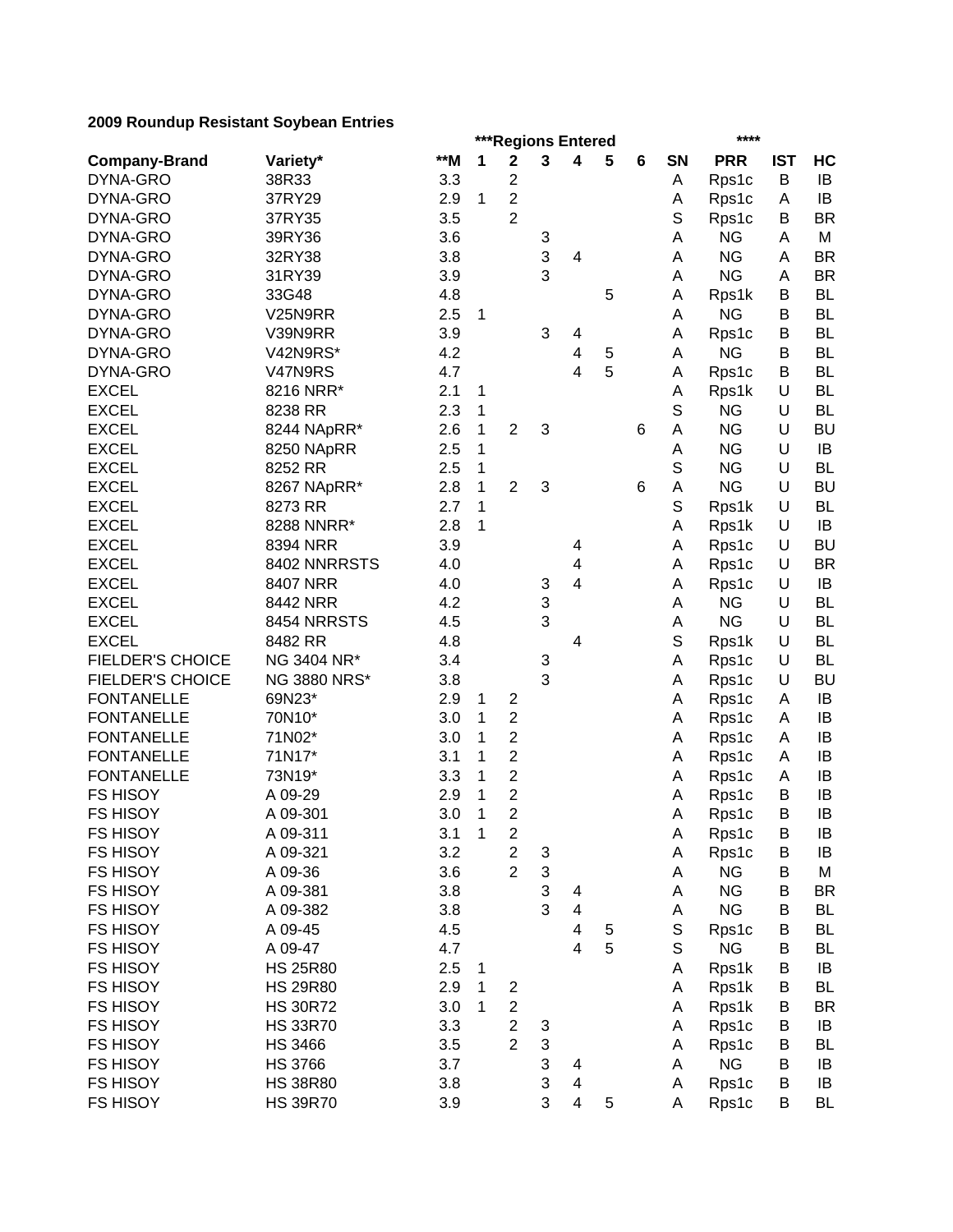**2009 Roundup Resistant Soybean Entries**

| | | | ***Regions Entered | | | | | | | **** | | |
|---|---|---|---|---|---|---|---|---|---|---|---|---|
| **Company-Brand** | **Variety*** | ****M** | **1** | **2** | **3** | **4** | **5** | **6** | **SN** | **PRR** | **IST** | **HC** |
| DYNA-GRO | 38R33 | 3.3 | | 2 | | | | | A | Rps1c | B | IB |
| DYNA-GRO | 37RY29 | 2.9 | 1 | 2 | | | | | A | Rps1c | A | IB |
| DYNA-GRO | 37RY35 | 3.5 | | 2 | | | | | S | Rps1c | B | BR |
| DYNA-GRO | 39RY36 | 3.6 | | | 3 | | | | A | NG | A | M |
| DYNA-GRO | 32RY38 | 3.8 | | | 3 | 4 | | | A | NG | A | BR |
| DYNA-GRO | 31RY39 | 3.9 | | | 3 | | | | A | NG | A | BR |
| DYNA-GRO | 33G48 | 4.8 | | | | | 5 | | A | Rps1k | B | BL |
| DYNA-GRO | V25N9RR | 2.5 | 1 | | | | | | A | NG | B | BL |
| DYNA-GRO | V39N9RR | 3.9 | | | 3 | 4 | | | A | Rps1c | B | BL |
| DYNA-GRO | V42N9RS* | 4.2 | | | | 4 | 5 | | A | NG | B | BL |
| DYNA-GRO | V47N9RS | 4.7 | | | | 4 | 5 | | A | Rps1c | B | BL |
| EXCEL | 8216 NRR* | 2.1 | 1 | | | | | | A | Rps1k | U | BL |
| EXCEL | 8238 RR | 2.3 | 1 | | | | | | S | NG | U | BL |
| EXCEL | 8244 NApRR* | 2.6 | 1 | 2 | 3 | | | 6 | A | NG | U | BU |
| EXCEL | 8250 NApRR | 2.5 | 1 | | | | | | A | NG | U | IB |
| EXCEL | 8252 RR | 2.5 | 1 | | | | | | S | NG | U | BL |
| EXCEL | 8267 NApRR* | 2.8 | 1 | 2 | 3 | | | 6 | A | NG | U | BU |
| EXCEL | 8273 RR | 2.7 | 1 | | | | | | S | Rps1k | U | BL |
| EXCEL | 8288 NNRR* | 2.8 | 1 | | | | | | A | Rps1k | U | IB |
| EXCEL | 8394 NRR | 3.9 | | | | 4 | | | A | Rps1c | U | BU |
| EXCEL | 8402 NNRRSTS | 4.0 | | | | 4 | | | A | Rps1c | U | BR |
| EXCEL | 8407 NRR | 4.0 | | | 3 | 4 | | | A | Rps1c | U | IB |
| EXCEL | 8442 NRR | 4.2 | | | 3 | | | | A | NG | U | BL |
| EXCEL | 8454 NRRSTS | 4.5 | | | 3 | | | | A | NG | U | BL |
| EXCEL | 8482 RR | 4.8 | | | | 4 | | | S | Rps1k | U | BL |
| FIELDER'S CHOICE | NG 3404 NR* | 3.4 | | | 3 | | | | A | Rps1c | U | BL |
| FIELDER'S CHOICE | NG 3880 NRS* | 3.8 | | | 3 | | | | A | Rps1c | U | BU |
| FONTANELLE | 69N23* | 2.9 | 1 | 2 | | | | | A | Rps1c | A | IB |
| FONTANELLE | 70N10* | 3.0 | 1 | 2 | | | | | A | Rps1c | A | IB |
| FONTANELLE | 71N02* | 3.0 | 1 | 2 | | | | | A | Rps1c | A | IB |
| FONTANELLE | 71N17* | 3.1 | 1 | 2 | | | | | A | Rps1c | A | IB |
| FONTANELLE | 73N19* | 3.3 | 1 | 2 | | | | | A | Rps1c | A | IB |
| FS HISOY | A 09-29 | 2.9 | 1 | 2 | | | | | A | Rps1c | B | IB |
| FS HISOY | A 09-301 | 3.0 | 1 | 2 | | | | | A | Rps1c | B | IB |
| FS HISOY | A 09-311 | 3.1 | 1 | 2 | | | | | A | Rps1c | B | IB |
| FS HISOY | A 09-321 | 3.2 | | 2 | 3 | | | | A | Rps1c | B | IB |
| FS HISOY | A 09-36 | 3.6 | | 2 | 3 | | | | A | NG | B | M |
| FS HISOY | A 09-381 | 3.8 | | | 3 | 4 | | | A | NG | B | BR |
| FS HISOY | A 09-382 | 3.8 | | | 3 | 4 | | | A | NG | B | BL |
| FS HISOY | A 09-45 | 4.5 | | | | 4 | 5 | | S | Rps1c | B | BL |
| FS HISOY | A 09-47 | 4.7 | | | | 4 | 5 | | S | NG | B | BL |
| FS HISOY | HS 25R80 | 2.5 | 1 | | | | | | A | Rps1k | B | IB |
| FS HISOY | HS 29R80 | 2.9 | 1 | 2 | | | | | A | Rps1k | B | BL |
| FS HISOY | HS 30R72 | 3.0 | 1 | 2 | | | | | A | Rps1k | B | BR |
| FS HISOY | HS 33R70 | 3.3 | | 2 | 3 | | | | A | Rps1c | B | IB |
| FS HISOY | HS 3466 | 3.5 | | 2 | 3 | | | | A | Rps1c | B | BL |
| FS HISOY | HS 3766 | 3.7 | | | 3 | 4 | | | A | NG | B | IB |
| FS HISOY | HS 38R80 | 3.8 | | | 3 | 4 | | | A | Rps1c | B | IB |
| FS HISOY | HS 39R70 | 3.9 | | | 3 | 4 | 5 | | A | Rps1c | B | BL |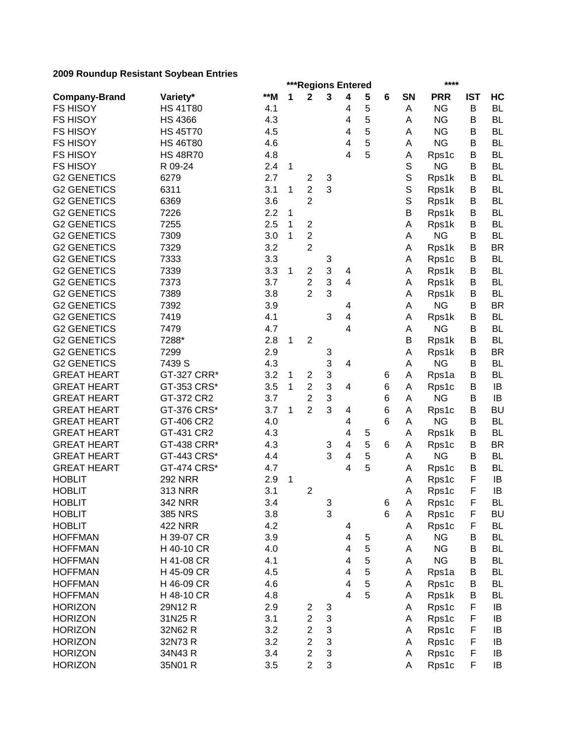**2009 Roundup Resistant Soybean Entries**

| | | | ***Regions Entered | | | | | | | **** | | |
|---|---|---|---|---|---|---|---|---|---|---|---|---|
| **Company-Brand** | **Variety*** | **\*\*M** | **1** | **2** | **3** | **4** | **5** | **6** | **SN** | **PRR** | **IST** | **HC** |
| FS HISOY | HS 41T80 | 4.1 | | | | 4 | 5 | | A | NG | B | BL |
| FS HISOY | HS 4366 | 4.3 | | | | 4 | 5 | | A | NG | B | BL |
| FS HISOY | HS 45T70 | 4.5 | | | | 4 | 5 | | A | NG | B | BL |
| FS HISOY | HS 46T80 | 4.6 | | | | 4 | 5 | | A | NG | B | BL |
| FS HISOY | HS 48R70 | 4.8 | | | | 4 | 5 | | A | Rps1c | B | BL |
| FS HISOY | R 09-24 | 2.4 | 1 | | | | | | S | NG | B | BL |
| G2 GENETICS | 6279 | 2.7 | | 2 | 3 | | | | S | Rps1k | B | BL |
| G2 GENETICS | 6311 | 3.1 | 1 | 2 | 3 | | | | S | Rps1k | B | BL |
| G2 GENETICS | 6369 | 3.6 | | 2 | | | | | S | Rps1k | B | BL |
| G2 GENETICS | 7226 | 2.2 | 1 | | | | | | B | Rps1k | B | BL |
| G2 GENETICS | 7255 | 2.5 | 1 | 2 | | | | | A | Rps1k | B | BL |
| G2 GENETICS | 7309 | 3.0 | 1 | 2 | | | | | A | NG | B | BL |
| G2 GENETICS | 7329 | 3.2 | | 2 | | | | | A | Rps1k | B | BR |
| G2 GENETICS | 7333 | 3.3 | | | 3 | | | | A | Rps1c | B | BL |
| G2 GENETICS | 7339 | 3.3 | 1 | 2 | 3 | 4 | | | A | Rps1k | B | BL |
| G2 GENETICS | 7373 | 3.7 | | 2 | 3 | 4 | | | A | Rps1k | B | BL |
| G2 GENETICS | 7389 | 3.8 | | 2 | 3 | | | | A | Rps1k | B | BL |
| G2 GENETICS | 7392 | 3.9 | | | | 4 | | | A | NG | B | BR |
| G2 GENETICS | 7419 | 4.1 | | | 3 | 4 | | | A | Rps1k | B | BL |
| G2 GENETICS | 7479 | 4.7 | | | | 4 | | | A | NG | B | BL |
| G2 GENETICS | 7288* | 2.8 | 1 | 2 | | | | | B | Rps1k | B | BL |
| G2 GENETICS | 7299 | 2.9 | | | 3 | | | | A | Rps1k | B | BR |
| G2 GENETICS | 7439 S | 4.3 | | | 3 | 4 | | | A | NG | B | BL |
| GREAT HEART | GT-327 CRR* | 3.2 | 1 | 2 | 3 | | | 6 | A | Rps1a | B | BL |
| GREAT HEART | GT-353 CRS* | 3.5 | 1 | 2 | 3 | 4 | | 6 | A | Rps1c | B | IB |
| GREAT HEART | GT-372 CR2 | 3.7 | | 2 | 3 | | | 6 | A | NG | B | IB |
| GREAT HEART | GT-376 CRS* | 3.7 | 1 | 2 | 3 | 4 | | 6 | A | Rps1c | B | BU |
| GREAT HEART | GT-406 CR2 | 4.0 | | | | 4 | | 6 | A | NG | B | BL |
| GREAT HEART | GT-431 CR2 | 4.3 | | | | 4 | 5 | | A | Rps1k | B | BL |
| GREAT HEART | GT-438 CRR* | 4.3 | | | 3 | 4 | 5 | 6 | A | Rps1c | B | BR |
| GREAT HEART | GT-443 CRS* | 4.4 | | | 3 | 4 | 5 | | A | NG | B | BL |
| GREAT HEART | GT-474 CRS* | 4.7 | | | | 4 | 5 | | A | Rps1c | B | BL |
| HOBLIT | 292 NRR | 2.9 | 1 | | | | | | A | Rps1c | F | IB |
| HOBLIT | 313 NRR | 3.1 | | 2 | | | | | A | Rps1c | F | IB |
| HOBLIT | 342 NRR | 3.4 | | | 3 | | | 6 | A | Rps1c | F | BL |
| HOBLIT | 385 NRS | 3.8 | | | 3 | | | 6 | A | Rps1c | F | BU |
| HOBLIT | 422 NRR | 4.2 | | | | 4 | | | A | Rps1c | F | BL |
| HOFFMAN | H 39-07 CR | 3.9 | | | | 4 | 5 | | A | NG | B | BL |
| HOFFMAN | H 40-10 CR | 4.0 | | | | 4 | 5 | | A | NG | B | BL |
| HOFFMAN | H 41-08 CR | 4.1 | | | | 4 | 5 | | A | NG | B | BL |
| HOFFMAN | H 45-09 CR | 4.5 | | | | 4 | 5 | | A | Rps1a | B | BL |
| HOFFMAN | H 46-09 CR | 4.6 | | | | 4 | 5 | | A | Rps1c | B | BL |
| HOFFMAN | H 48-10 CR | 4.8 | | | | 4 | 5 | | A | Rps1k | B | BL |
| HORIZON | 29N12 R | 2.9 | | 2 | 3 | | | | A | Rps1c | F | IB |
| HORIZON | 31N25 R | 3.1 | | 2 | 3 | | | | A | Rps1c | F | IB |
| HORIZON | 32N62 R | 3.2 | | 2 | 3 | | | | A | Rps1c | F | IB |
| HORIZON | 32N73 R | 3.2 | | 2 | 3 | | | | A | Rps1c | F | IB |
| HORIZON | 34N43 R | 3.4 | | 2 | 3 | | | | A | Rps1c | F | IB |
| HORIZON | 35N01 R | 3.5 | | 2 | 3 | | | | A | Rps1c | F | IB |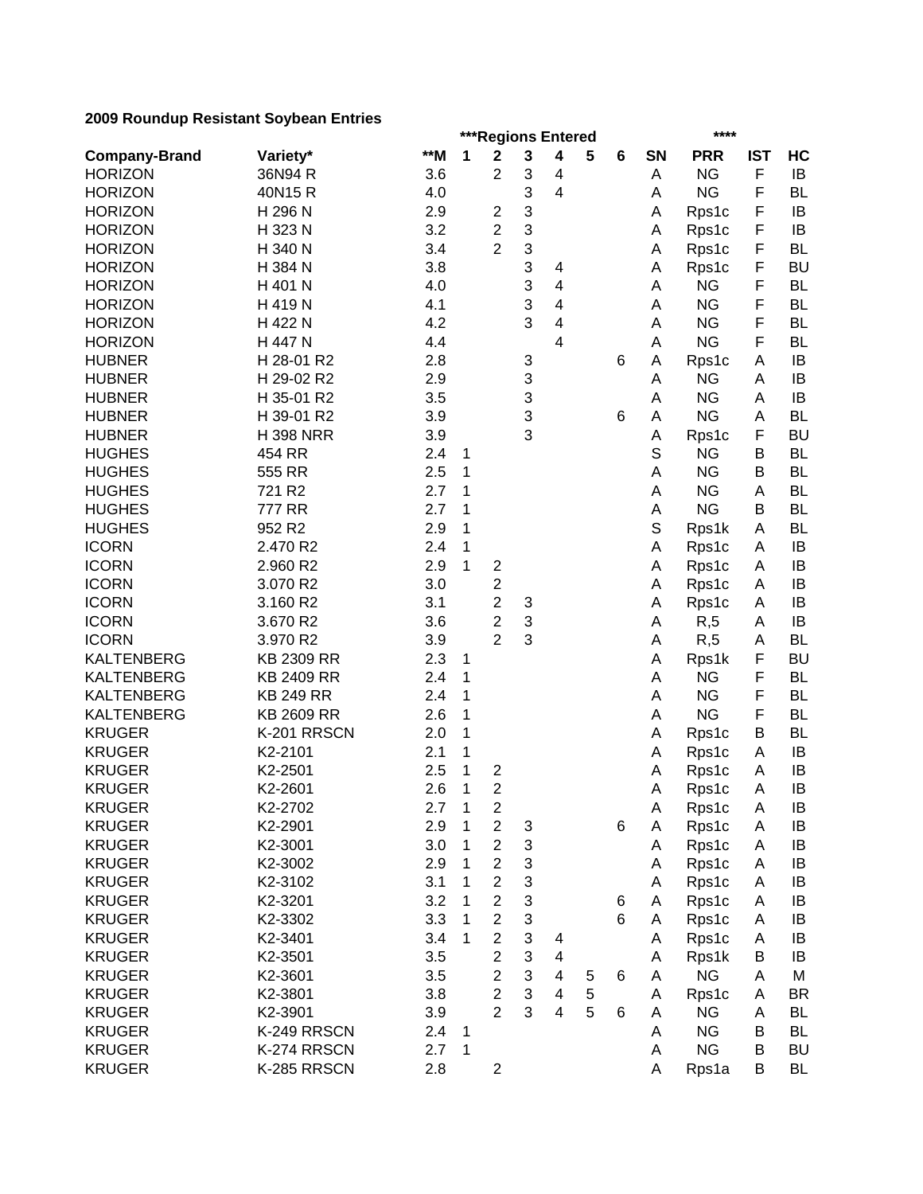**2009 Roundup Resistant Soybean Entries**

| | | | ***Regions Entered | | | | | | | **** | | |
|---|---|---|---|---|---|---|---|---|---|---|---|---|
| **Company-Brand** | **Variety*** | ****M** | **1** | **2** | **3** | **4** | **5** | **6** | **SN** | **PRR** | **IST** | **HC** |
| HORIZON | 36N94 R | 3.6 | | 2 | 3 | 4 | | | A | NG | F | IB |
| HORIZON | 40N15 R | 4.0 | | | 3 | 4 | | | A | NG | F | BL |
| HORIZON | H 296 N | 2.9 | | 2 | 3 | | | | A | Rps1c | F | IB |
| HORIZON | H 323 N | 3.2 | | 2 | 3 | | | | A | Rps1c | F | IB |
| HORIZON | H 340 N | 3.4 | | 2 | 3 | | | | A | Rps1c | F | BL |
| HORIZON | H 384 N | 3.8 | | | 3 | 4 | | | A | Rps1c | F | BU |
| HORIZON | H 401 N | 4.0 | | | 3 | 4 | | | A | NG | F | BL |
| HORIZON | H 419 N | 4.1 | | | 3 | 4 | | | A | NG | F | BL |
| HORIZON | H 422 N | 4.2 | | | 3 | 4 | | | A | NG | F | BL |
| HORIZON | H 447 N | 4.4 | | | | 4 | | | A | NG | F | BL |
| HUBNER | H 28-01 R2 | 2.8 | | | 3 | | | 6 | A | Rps1c | A | IB |
| HUBNER | H 29-02 R2 | 2.9 | | | 3 | | | | A | NG | A | IB |
| HUBNER | H 35-01 R2 | 3.5 | | | 3 | | | | A | NG | A | IB |
| HUBNER | H 39-01 R2 | 3.9 | | | 3 | | | 6 | A | NG | A | BL |
| HUBNER | H 398 NRR | 3.9 | | | 3 | | | | A | Rps1c | F | BU |
| HUGHES | 454 RR | 2.4 | 1 | | | | | | S | NG | B | BL |
| HUGHES | 555 RR | 2.5 | 1 | | | | | | A | NG | B | BL |
| HUGHES | 721 R2 | 2.7 | 1 | | | | | | A | NG | A | BL |
| HUGHES | 777 RR | 2.7 | 1 | | | | | | A | NG | B | BL |
| HUGHES | 952 R2 | 2.9 | 1 | | | | | | S | Rps1k | A | BL |
| ICORN | 2.470 R2 | 2.4 | 1 | | | | | | A | Rps1c | A | IB |
| ICORN | 2.960 R2 | 2.9 | 1 | 2 | | | | | A | Rps1c | A | IB |
| ICORN | 3.070 R2 | 3.0 | | 2 | | | | | A | Rps1c | A | IB |
| ICORN | 3.160 R2 | 3.1 | | 2 | 3 | | | | A | Rps1c | A | IB |
| ICORN | 3.670 R2 | 3.6 | | 2 | 3 | | | | A | R,5 | A | IB |
| ICORN | 3.970 R2 | 3.9 | | 2 | 3 | | | | A | R,5 | A | BL |
| KALTENBERG | KB 2309 RR | 2.3 | 1 | | | | | | A | Rps1k | F | BU |
| KALTENBERG | KB 2409 RR | 2.4 | 1 | | | | | | A | NG | F | BL |
| KALTENBERG | KB 249 RR | 2.4 | 1 | | | | | | A | NG | F | BL |
| KALTENBERG | KB 2609 RR | 2.6 | 1 | | | | | | A | NG | F | BL |
| KRUGER | K-201 RRSCN | 2.0 | 1 | | | | | | A | Rps1c | B | BL |
| KRUGER | K2-2101 | 2.1 | 1 | | | | | | A | Rps1c | A | IB |
| KRUGER | K2-2501 | 2.5 | 1 | 2 | | | | | A | Rps1c | A | IB |
| KRUGER | K2-2601 | 2.6 | 1 | 2 | | | | | A | Rps1c | A | IB |
| KRUGER | K2-2702 | 2.7 | 1 | 2 | | | | | A | Rps1c | A | IB |
| KRUGER | K2-2901 | 2.9 | 1 | 2 | 3 | | | 6 | A | Rps1c | A | IB |
| KRUGER | K2-3001 | 3.0 | 1 | 2 | 3 | | | | A | Rps1c | A | IB |
| KRUGER | K2-3002 | 2.9 | 1 | 2 | 3 | | | | A | Rps1c | A | IB |
| KRUGER | K2-3102 | 3.1 | 1 | 2 | 3 | | | | A | Rps1c | A | IB |
| KRUGER | K2-3201 | 3.2 | 1 | 2 | 3 | | | 6 | A | Rps1c | A | IB |
| KRUGER | K2-3302 | 3.3 | 1 | 2 | 3 | | | 6 | A | Rps1c | A | IB |
| KRUGER | K2-3401 | 3.4 | 1 | 2 | 3 | 4 | | | A | Rps1c | A | IB |
| KRUGER | K2-3501 | 3.5 | | 2 | 3 | 4 | | | A | Rps1k | B | IB |
| KRUGER | K2-3601 | 3.5 | | 2 | 3 | 4 | 5 | 6 | A | NG | A | M |
| KRUGER | K2-3801 | 3.8 | | 2 | 3 | 4 | 5 | | A | Rps1c | A | BR |
| KRUGER | K2-3901 | 3.9 | | 2 | 3 | 4 | 5 | 6 | A | NG | A | BL |
| KRUGER | K-249 RRSCN | 2.4 | 1 | | | | | | A | NG | B | BL |
| KRUGER | K-274 RRSCN | 2.7 | 1 | | | | | | A | NG | B | BU |
| KRUGER | K-285 RRSCN | 2.8 | | 2 | | | | | A | Rps1a | B | BL |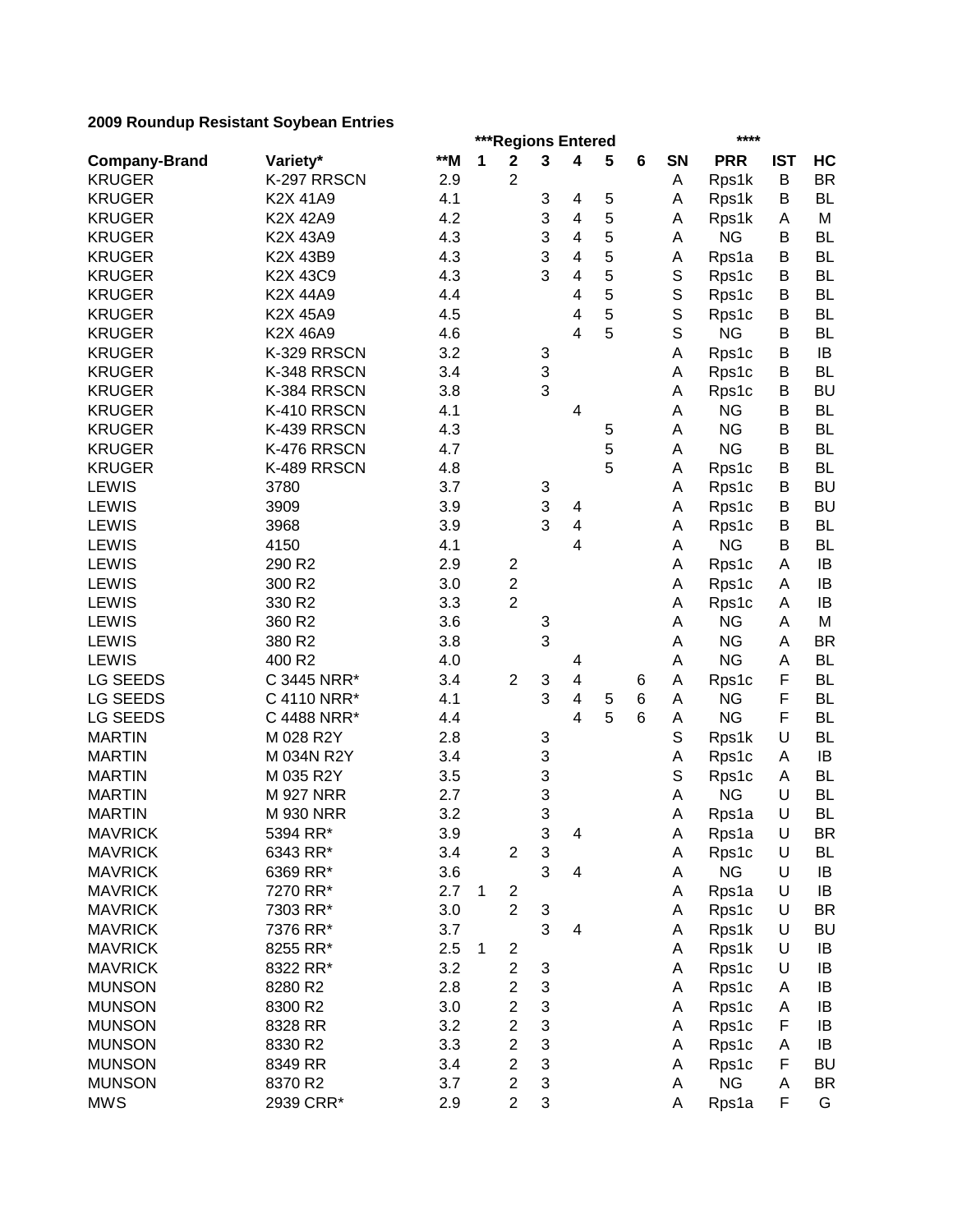**2009 Roundup Resistant Soybean Entries**

| | | | ***Regions Entered | | | | | | | **** | | |
|---|---|---|---|---|---|---|---|---|---|---|---|---|
| **Company-Brand** | **Variety*** | **\*\*M** | **1** | **2** | **3** | **4** | **5** | **6** | **SN** | **PRR** | **IST** | **HC** |
| KRUGER | K-297 RRSCN | 2.9 | | 2 | | | | | A | Rps1k | B | BR |
| KRUGER | K2X 41A9 | 4.1 | | | 3 | 4 | 5 | | A | Rps1k | B | BL |
| KRUGER | K2X 42A9 | 4.2 | | | 3 | 4 | 5 | | A | Rps1k | A | M |
| KRUGER | K2X 43A9 | 4.3 | | | 3 | 4 | 5 | | A | NG | B | BL |
| KRUGER | K2X 43B9 | 4.3 | | | 3 | 4 | 5 | | A | Rps1a | B | BL |
| KRUGER | K2X 43C9 | 4.3 | | | 3 | 4 | 5 | | S | Rps1c | B | BL |
| KRUGER | K2X 44A9 | 4.4 | | | | 4 | 5 | | S | Rps1c | B | BL |
| KRUGER | K2X 45A9 | 4.5 | | | | 4 | 5 | | S | Rps1c | B | BL |
| KRUGER | K2X 46A9 | 4.6 | | | | 4 | 5 | | S | NG | B | BL |
| KRUGER | K-329 RRSCN | 3.2 | | | 3 | | | | A | Rps1c | B | IB |
| KRUGER | K-348 RRSCN | 3.4 | | | 3 | | | | A | Rps1c | B | BL |
| KRUGER | K-384 RRSCN | 3.8 | | | 3 | | | | A | Rps1c | B | BU |
| KRUGER | K-410 RRSCN | 4.1 | | | | 4 | | | A | NG | B | BL |
| KRUGER | K-439 RRSCN | 4.3 | | | | | 5 | | A | NG | B | BL |
| KRUGER | K-476 RRSCN | 4.7 | | | | | 5 | | A | NG | B | BL |
| KRUGER | K-489 RRSCN | 4.8 | | | | | 5 | | A | Rps1c | B | BL |
| LEWIS | 3780 | 3.7 | | | 3 | | | | A | Rps1c | B | BU |
| LEWIS | 3909 | 3.9 | | | 3 | 4 | | | A | Rps1c | B | BU |
| LEWIS | 3968 | 3.9 | | | 3 | 4 | | | A | Rps1c | B | BL |
| LEWIS | 4150 | 4.1 | | | | 4 | | | A | NG | B | BL |
| LEWIS | 290 R2 | 2.9 | | 2 | | | | | A | Rps1c | A | IB |
| LEWIS | 300 R2 | 3.0 | | 2 | | | | | A | Rps1c | A | IB |
| LEWIS | 330 R2 | 3.3 | | 2 | | | | | A | Rps1c | A | IB |
| LEWIS | 360 R2 | 3.6 | | | 3 | | | | A | NG | A | M |
| LEWIS | 380 R2 | 3.8 | | | 3 | | | | A | NG | A | BR |
| LEWIS | 400 R2 | 4.0 | | | | 4 | | | A | NG | A | BL |
| LG SEEDS | C 3445 NRR* | 3.4 | | 2 | 3 | 4 | | 6 | A | Rps1c | F | BL |
| LG SEEDS | C 4110 NRR* | 4.1 | | | 3 | 4 | 5 | 6 | A | NG | F | BL |
| LG SEEDS | C 4488 NRR* | 4.4 | | | | 4 | 5 | 6 | A | NG | F | BL |
| MARTIN | M 028 R2Y | 2.8 | | | 3 | | | | S | Rps1k | U | BL |
| MARTIN | M 034N R2Y | 3.4 | | | 3 | | | | A | Rps1c | A | IB |
| MARTIN | M 035 R2Y | 3.5 | | | 3 | | | | S | Rps1c | A | BL |
| MARTIN | M 927 NRR | 2.7 | | | 3 | | | | A | NG | U | BL |
| MARTIN | M 930 NRR | 3.2 | | | 3 | | | | A | Rps1a | U | BL |
| MAVRICK | 5394 RR* | 3.9 | | | 3 | 4 | | | A | Rps1a | U | BR |
| MAVRICK | 6343 RR* | 3.4 | | 2 | 3 | | | | A | Rps1c | U | BL |
| MAVRICK | 6369 RR* | 3.6 | | | 3 | 4 | | | A | NG | U | IB |
| MAVRICK | 7270 RR* | 2.7 | 1 | 2 | | | | | A | Rps1a | U | IB |
| MAVRICK | 7303 RR* | 3.0 | | 2 | 3 | | | | A | Rps1c | U | BR |
| MAVRICK | 7376 RR* | 3.7 | | | 3 | 4 | | | A | Rps1k | U | BU |
| MAVRICK | 8255 RR* | 2.5 | 1 | 2 | | | | | A | Rps1k | U | IB |
| MAVRICK | 8322 RR* | 3.2 | | 2 | 3 | | | | A | Rps1c | U | IB |
| MUNSON | 8280 R2 | 2.8 | | 2 | 3 | | | | A | Rps1c | A | IB |
| MUNSON | 8300 R2 | 3.0 | | 2 | 3 | | | | A | Rps1c | A | IB |
| MUNSON | 8328 RR | 3.2 | | 2 | 3 | | | | A | Rps1c | F | IB |
| MUNSON | 8330 R2 | 3.3 | | 2 | 3 | | | | A | Rps1c | A | IB |
| MUNSON | 8349 RR | 3.4 | | 2 | 3 | | | | A | Rps1c | F | BU |
| MUNSON | 8370 R2 | 3.7 | | 2 | 3 | | | | A | NG | A | BR |
| MWS | 2939 CRR* | 2.9 | | 2 | 3 | | | | A | Rps1a | F | G |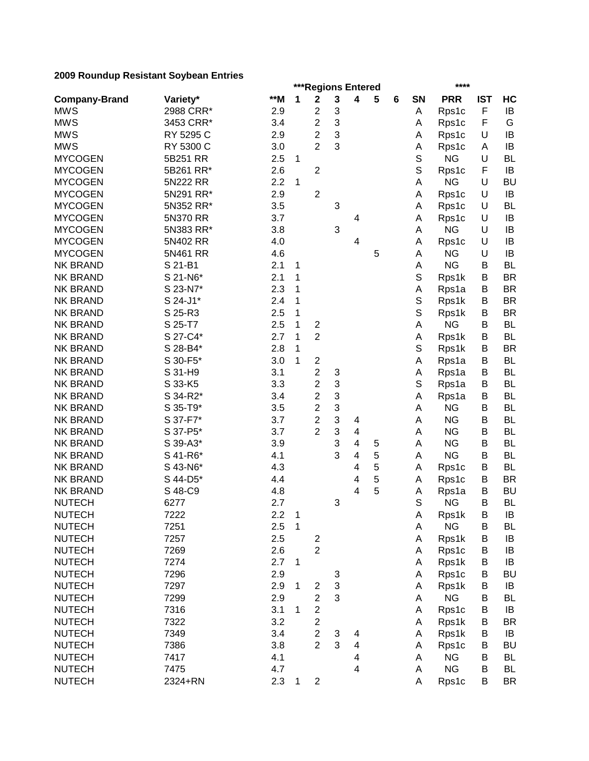**2009 Roundup Resistant Soybean Entries**

| Company-Brand | Variety* | **M | ***Regions Entered 1 | 2 | 3 | 4 | 5 | 6 | SN | **** PRR | IST | HC |
|---|---|---|---|---|---|---|---|---|---|---|---|---|
| MWS | 2988 CRR* | 2.9 | | 2 | 3 | | | | A | Rps1c | F | IB |
| MWS | 3453 CRR* | 3.4 | | 2 | 3 | | | | A | Rps1c | F | G |
| MWS | RY 5295 C | 2.9 | | 2 | 3 | | | | A | Rps1c | U | IB |
| MWS | RY 5300 C | 3.0 | | 2 | 3 | | | | A | Rps1c | A | IB |
| MYCOGEN | 5B251 RR | 2.5 | 1 | | | | | | S | NG | U | BL |
| MYCOGEN | 5B261 RR* | 2.6 | | 2 | | | | | S | Rps1c | F | IB |
| MYCOGEN | 5N222 RR | 2.2 | 1 | | | | | | A | NG | U | BU |
| MYCOGEN | 5N291 RR* | 2.9 | | 2 | | | | | A | Rps1c | U | IB |
| MYCOGEN | 5N352 RR* | 3.5 | | | 3 | | | | A | Rps1c | U | BL |
| MYCOGEN | 5N370 RR | 3.7 | | | | 4 | | | A | Rps1c | U | IB |
| MYCOGEN | 5N383 RR* | 3.8 | | | 3 | | | | A | NG | U | IB |
| MYCOGEN | 5N402 RR | 4.0 | | | | 4 | | | A | Rps1c | U | IB |
| MYCOGEN | 5N461 RR | 4.6 | | | | | 5 | | A | NG | U | IB |
| NK BRAND | S 21-B1 | 2.1 | 1 | | | | | | A | NG | B | BL |
| NK BRAND | S 21-N6* | 2.1 | 1 | | | | | | S | Rps1k | B | BR |
| NK BRAND | S 23-N7* | 2.3 | 1 | | | | | | A | Rps1a | B | BR |
| NK BRAND | S 24-J1* | 2.4 | 1 | | | | | | S | Rps1k | B | BR |
| NK BRAND | S 25-R3 | 2.5 | 1 | | | | | | S | Rps1k | B | BR |
| NK BRAND | S 25-T7 | 2.5 | 1 | 2 | | | | | A | NG | B | BL |
| NK BRAND | S 27-C4* | 2.7 | 1 | 2 | | | | | A | Rps1k | B | BL |
| NK BRAND | S 28-B4* | 2.8 | 1 | | | | | | S | Rps1k | B | BR |
| NK BRAND | S 30-F5* | 3.0 | 1 | 2 | | | | | A | Rps1a | B | BL |
| NK BRAND | S 31-H9 | 3.1 | | 2 | 3 | | | | A | Rps1a | B | BL |
| NK BRAND | S 33-K5 | 3.3 | | 2 | 3 | | | | S | Rps1a | B | BL |
| NK BRAND | S 34-R2* | 3.4 | | 2 | 3 | | | | A | Rps1a | B | BL |
| NK BRAND | S 35-T9* | 3.5 | | 2 | 3 | | | | A | NG | B | BL |
| NK BRAND | S 37-F7* | 3.7 | | 2 | 3 | 4 | | | A | NG | B | BL |
| NK BRAND | S 37-P5* | 3.7 | | 2 | 3 | 4 | | | A | NG | B | BL |
| NK BRAND | S 39-A3* | 3.9 | | | 3 | 4 | 5 | | A | NG | B | BL |
| NK BRAND | S 41-R6* | 4.1 | | | 3 | 4 | 5 | | A | NG | B | BL |
| NK BRAND | S 43-N6* | 4.3 | | | | 4 | 5 | | A | Rps1c | B | BL |
| NK BRAND | S 44-D5* | 4.4 | | | | 4 | 5 | | A | Rps1c | B | BR |
| NK BRAND | S 48-C9 | 4.8 | | | | 4 | 5 | | A | Rps1a | B | BU |
| NUTECH | 6277 | 2.7 | | | 3 | | | | S | NG | B | BL |
| NUTECH | 7222 | 2.2 | 1 | | | | | | A | Rps1k | B | IB |
| NUTECH | 7251 | 2.5 | 1 | | | | | | A | NG | B | BL |
| NUTECH | 7257 | 2.5 | | 2 | | | | | A | Rps1k | B | IB |
| NUTECH | 7269 | 2.6 | | 2 | | | | | A | Rps1c | B | IB |
| NUTECH | 7274 | 2.7 | 1 | | | | | | A | Rps1k | B | IB |
| NUTECH | 7296 | 2.9 | | | 3 | | | | A | Rps1c | B | BU |
| NUTECH | 7297 | 2.9 | 1 | 2 | 3 | | | | A | Rps1k | B | IB |
| NUTECH | 7299 | 2.9 | | 2 | 3 | | | | A | NG | B | BL |
| NUTECH | 7316 | 3.1 | 1 | 2 | | | | | A | Rps1c | B | IB |
| NUTECH | 7322 | 3.2 | | 2 | | | | | A | Rps1k | B | BR |
| NUTECH | 7349 | 3.4 | | 2 | 3 | 4 | | | A | Rps1k | B | IB |
| NUTECH | 7386 | 3.8 | | 2 | 3 | 4 | | | A | Rps1c | B | BU |
| NUTECH | 7417 | 4.1 | | | | 4 | | | A | NG | B | BL |
| NUTECH | 7475 | 4.7 | | | | 4 | | | A | NG | B | BL |
| NUTECH | 2324+RN | 2.3 | 1 | 2 | | | | | A | Rps1c | B | BR |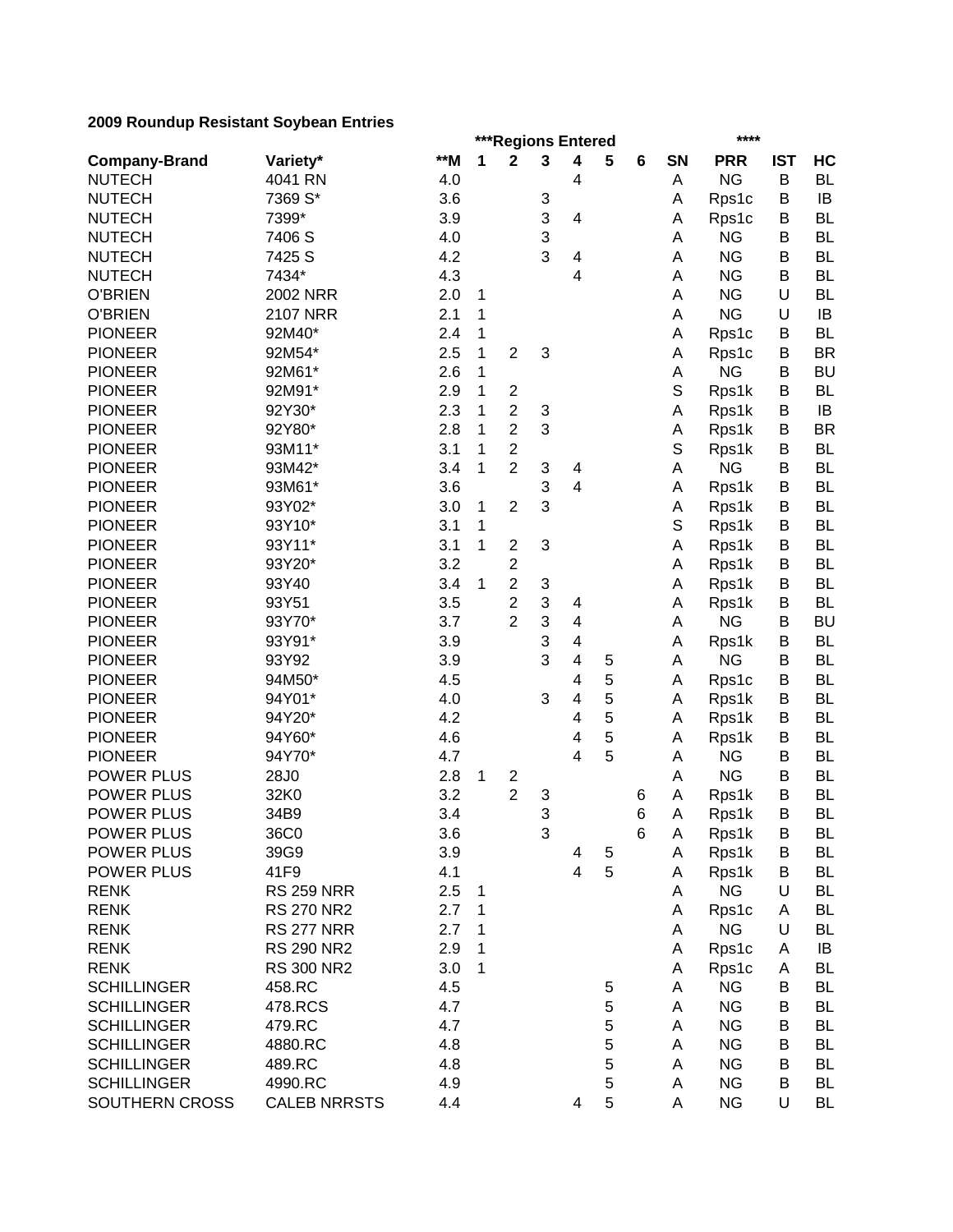**2009 Roundup Resistant Soybean Entries**

| Company-Brand | Variety* | **M | ***Regions Entered | | | | | | SN | **** PRR | IST | HC |
|---|---|---|---|---|---|---|---|---|---|---|---|---|
| | | | 1 | 2 | 3 | 4 | 5 | 6 | | | | |
| NUTECH | 4041 RN | 4.0 | | | | 4 | | | A | NG | B | BL |
| NUTECH | 7369 S* | 3.6 | | | 3 | | | | A | Rps1c | B | IB |
| NUTECH | 7399* | 3.9 | | | 3 | 4 | | | A | Rps1c | B | BL |
| NUTECH | 7406 S | 4.0 | | | 3 | | | | A | NG | B | BL |
| NUTECH | 7425 S | 4.2 | | | 3 | 4 | | | A | NG | B | BL |
| NUTECH | 7434* | 4.3 | | | | 4 | | | A | NG | B | BL |
| O'BRIEN | 2002 NRR | 2.0 | 1 | | | | | | A | NG | U | BL |
| O'BRIEN | 2107 NRR | 2.1 | 1 | | | | | | A | NG | U | IB |
| PIONEER | 92M40* | 2.4 | 1 | | | | | | A | Rps1c | B | BL |
| PIONEER | 92M54* | 2.5 | 1 | 2 | 3 | | | | A | Rps1c | B | BR |
| PIONEER | 92M61* | 2.6 | 1 | | | | | | A | NG | B | BU |
| PIONEER | 92M91* | 2.9 | 1 | 2 | | | | | S | Rps1k | B | BL |
| PIONEER | 92Y30* | 2.3 | 1 | 2 | 3 | | | | A | Rps1k | B | IB |
| PIONEER | 92Y80* | 2.8 | 1 | 2 | 3 | | | | A | Rps1k | B | BR |
| PIONEER | 93M11* | 3.1 | 1 | 2 | | | | | S | Rps1k | B | BL |
| PIONEER | 93M42* | 3.4 | 1 | 2 | 3 | 4 | | | A | NG | B | BL |
| PIONEER | 93M61* | 3.6 | | | 3 | 4 | | | A | Rps1k | B | BL |
| PIONEER | 93Y02* | 3.0 | 1 | 2 | 3 | | | | A | Rps1k | B | BL |
| PIONEER | 93Y10* | 3.1 | 1 | | | | | | S | Rps1k | B | BL |
| PIONEER | 93Y11* | 3.1 | 1 | 2 | 3 | | | | A | Rps1k | B | BL |
| PIONEER | 93Y20* | 3.2 | | 2 | | | | | A | Rps1k | B | BL |
| PIONEER | 93Y40 | 3.4 | 1 | 2 | 3 | | | | A | Rps1k | B | BL |
| PIONEER | 93Y51 | 3.5 | | 2 | 3 | 4 | | | A | Rps1k | B | BL |
| PIONEER | 93Y70* | 3.7 | | 2 | 3 | 4 | | | A | NG | B | BU |
| PIONEER | 93Y91* | 3.9 | | | 3 | 4 | | | A | Rps1k | B | BL |
| PIONEER | 93Y92 | 3.9 | | | 3 | 4 | 5 | | A | NG | B | BL |
| PIONEER | 94M50* | 4.5 | | | | 4 | 5 | | A | Rps1c | B | BL |
| PIONEER | 94Y01* | 4.0 | | | 3 | 4 | 5 | | A | Rps1k | B | BL |
| PIONEER | 94Y20* | 4.2 | | | | 4 | 5 | | A | Rps1k | B | BL |
| PIONEER | 94Y60* | 4.6 | | | | 4 | 5 | | A | Rps1k | B | BL |
| PIONEER | 94Y70* | 4.7 | | | | 4 | 5 | | A | NG | B | BL |
| POWER PLUS | 28J0 | 2.8 | 1 | 2 | | | | | A | NG | B | BL |
| POWER PLUS | 32K0 | 3.2 | | 2 | 3 | | | 6 | A | Rps1k | B | BL |
| POWER PLUS | 34B9 | 3.4 | | | 3 | | | 6 | A | Rps1k | B | BL |
| POWER PLUS | 36C0 | 3.6 | | | 3 | | | 6 | A | Rps1k | B | BL |
| POWER PLUS | 39G9 | 3.9 | | | | 4 | 5 | | A | Rps1k | B | BL |
| POWER PLUS | 41F9 | 4.1 | | | | 4 | 5 | | A | Rps1k | B | BL |
| RENK | RS 259 NRR | 2.5 | 1 | | | | | | A | NG | U | BL |
| RENK | RS 270 NR2 | 2.7 | 1 | | | | | | A | Rps1c | A | BL |
| RENK | RS 277 NRR | 2.7 | 1 | | | | | | A | NG | U | BL |
| RENK | RS 290 NR2 | 2.9 | 1 | | | | | | A | Rps1c | A | IB |
| RENK | RS 300 NR2 | 3.0 | 1 | | | | | | A | Rps1c | A | BL |
| SCHILLINGER | 458.RC | 4.5 | | | | | 5 | | A | NG | B | BL |
| SCHILLINGER | 478.RCS | 4.7 | | | | | 5 | | A | NG | B | BL |
| SCHILLINGER | 479.RC | 4.7 | | | | | 5 | | A | NG | B | BL |
| SCHILLINGER | 4880.RC | 4.8 | | | | | 5 | | A | NG | B | BL |
| SCHILLINGER | 489.RC | 4.8 | | | | | 5 | | A | NG | B | BL |
| SCHILLINGER | 4990.RC | 4.9 | | | | | 5 | | A | NG | B | BL |
| SOUTHERN CROSS | CALEB NRRSTS | 4.4 | | | | 4 | 5 | | A | NG | U | BL |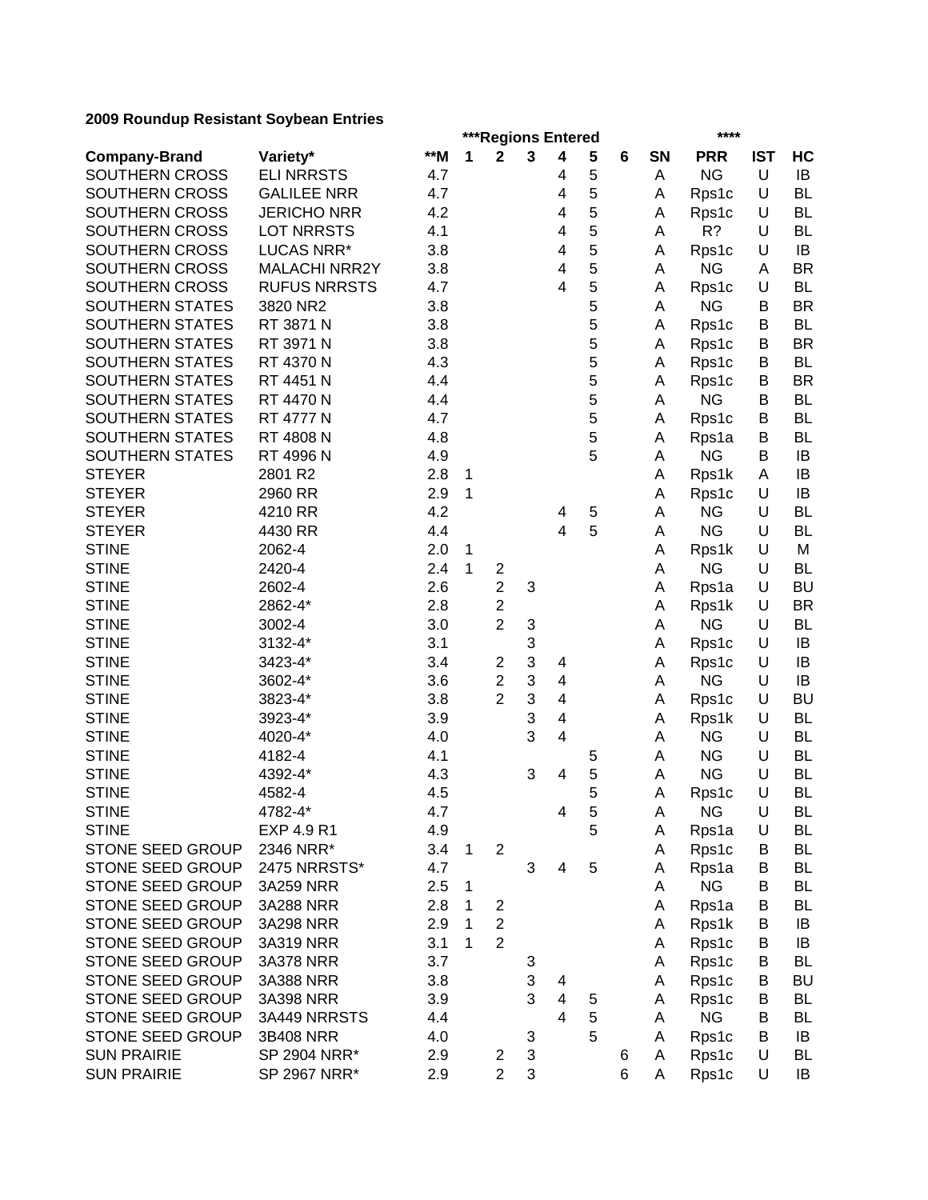**2009 Roundup Resistant Soybean Entries**

| | | | ***Regions Entered | | | | | | | **** | | |
|---|---|---|---|---|---|---|---|---|---|---|---|---|
| **Company-Brand** | **Variety*** | ****M** | **1** | **2** | **3** | **4** | **5** | **6** | **SN** | **PRR** | **IST** | **HC** |
| SOUTHERN CROSS | ELI NRRSTS | 4.7 | | | | 4 | 5 | | A | NG | U | IB |
| SOUTHERN CROSS | GALILEE NRR | 4.7 | | | | 4 | 5 | | A | Rps1c | U | BL |
| SOUTHERN CROSS | JERICHO NRR | 4.2 | | | | 4 | 5 | | A | Rps1c | U | BL |
| SOUTHERN CROSS | LOT NRRSTS | 4.1 | | | | 4 | 5 | | A | R? | U | BL |
| SOUTHERN CROSS | LUCAS NRR* | 3.8 | | | | 4 | 5 | | A | Rps1c | U | IB |
| SOUTHERN CROSS | MALACHI NRR2Y | 3.8 | | | | 4 | 5 | | A | NG | A | BR |
| SOUTHERN CROSS | RUFUS NRRSTS | 4.7 | | | | 4 | 5 | | A | Rps1c | U | BL |
| SOUTHERN STATES | 3820 NR2 | 3.8 | | | | | 5 | | A | NG | B | BR |
| SOUTHERN STATES | RT 3871 N | 3.8 | | | | | 5 | | A | Rps1c | B | BL |
| SOUTHERN STATES | RT 3971 N | 3.8 | | | | | 5 | | A | Rps1c | B | BR |
| SOUTHERN STATES | RT 4370 N | 4.3 | | | | | 5 | | A | Rps1c | B | BL |
| SOUTHERN STATES | RT 4451 N | 4.4 | | | | | 5 | | A | Rps1c | B | BR |
| SOUTHERN STATES | RT 4470 N | 4.4 | | | | | 5 | | A | NG | B | BL |
| SOUTHERN STATES | RT 4777 N | 4.7 | | | | | 5 | | A | Rps1c | B | BL |
| SOUTHERN STATES | RT 4808 N | 4.8 | | | | | 5 | | A | Rps1a | B | BL |
| SOUTHERN STATES | RT 4996 N | 4.9 | | | | | 5 | | A | NG | B | IB |
| STEYER | 2801 R2 | 2.8 | 1 | | | | | | A | Rps1k | A | IB |
| STEYER | 2960 RR | 2.9 | 1 | | | | | | A | Rps1c | U | IB |
| STEYER | 4210 RR | 4.2 | | | | 4 | 5 | | A | NG | U | BL |
| STEYER | 4430 RR | 4.4 | | | | 4 | 5 | | A | NG | U | BL |
| STINE | 2062-4 | 2.0 | 1 | | | | | | A | Rps1k | U | M |
| STINE | 2420-4 | 2.4 | 1 | 2 | | | | | A | NG | U | BL |
| STINE | 2602-4 | 2.6 | | 2 | 3 | | | | A | Rps1a | U | BU |
| STINE | 2862-4* | 2.8 | | 2 | | | | | A | Rps1k | U | BR |
| STINE | 3002-4 | 3.0 | | 2 | 3 | | | | A | NG | U | BL |
| STINE | 3132-4* | 3.1 | | | 3 | | | | A | Rps1c | U | IB |
| STINE | 3423-4* | 3.4 | | 2 | 3 | 4 | | | A | Rps1c | U | IB |
| STINE | 3602-4* | 3.6 | | 2 | 3 | 4 | | | A | NG | U | IB |
| STINE | 3823-4* | 3.8 | | 2 | 3 | 4 | | | A | Rps1c | U | BU |
| STINE | 3923-4* | 3.9 | | | 3 | 4 | | | A | Rps1k | U | BL |
| STINE | 4020-4* | 4.0 | | | 3 | 4 | | | A | NG | U | BL |
| STINE | 4182-4 | 4.1 | | | | | 5 | | A | NG | U | BL |
| STINE | 4392-4* | 4.3 | | | 3 | 4 | 5 | | A | NG | U | BL |
| STINE | 4582-4 | 4.5 | | | | | 5 | | A | Rps1c | U | BL |
| STINE | 4782-4* | 4.7 | | | | 4 | 5 | | A | NG | U | BL |
| STINE | EXP 4.9 R1 | 4.9 | | | | | 5 | | A | Rps1a | U | BL |
| STONE SEED GROUP | 2346 NRR* | 3.4 | 1 | 2 | | | | | A | Rps1c | B | BL |
| STONE SEED GROUP | 2475 NRRSTS* | 4.7 | | | 3 | 4 | 5 | | A | Rps1a | B | BL |
| STONE SEED GROUP | 3A259 NRR | 2.5 | 1 | | | | | | A | NG | B | BL |
| STONE SEED GROUP | 3A288 NRR | 2.8 | 1 | 2 | | | | | A | Rps1a | B | BL |
| STONE SEED GROUP | 3A298 NRR | 2.9 | 1 | 2 | | | | | A | Rps1k | B | IB |
| STONE SEED GROUP | 3A319 NRR | 3.1 | 1 | 2 | | | | | A | Rps1c | B | IB |
| STONE SEED GROUP | 3A378 NRR | 3.7 | | | 3 | | | | A | Rps1c | B | BL |
| STONE SEED GROUP | 3A388 NRR | 3.8 | | | 3 | 4 | | | A | Rps1c | B | BU |
| STONE SEED GROUP | 3A398 NRR | 3.9 | | | 3 | 4 | 5 | | A | Rps1c | B | BL |
| STONE SEED GROUP | 3A449 NRRSTS | 4.4 | | | | 4 | 5 | | A | NG | B | BL |
| STONE SEED GROUP | 3B408 NRR | 4.0 | | | 3 | | 5 | | A | Rps1c | B | IB |
| SUN PRAIRIE | SP 2904 NRR* | 2.9 | | 2 | 3 | | | 6 | A | Rps1c | U | BL |
| SUN PRAIRIE | SP 2967 NRR* | 2.9 | | 2 | 3 | | | 6 | A | Rps1c | U | IB |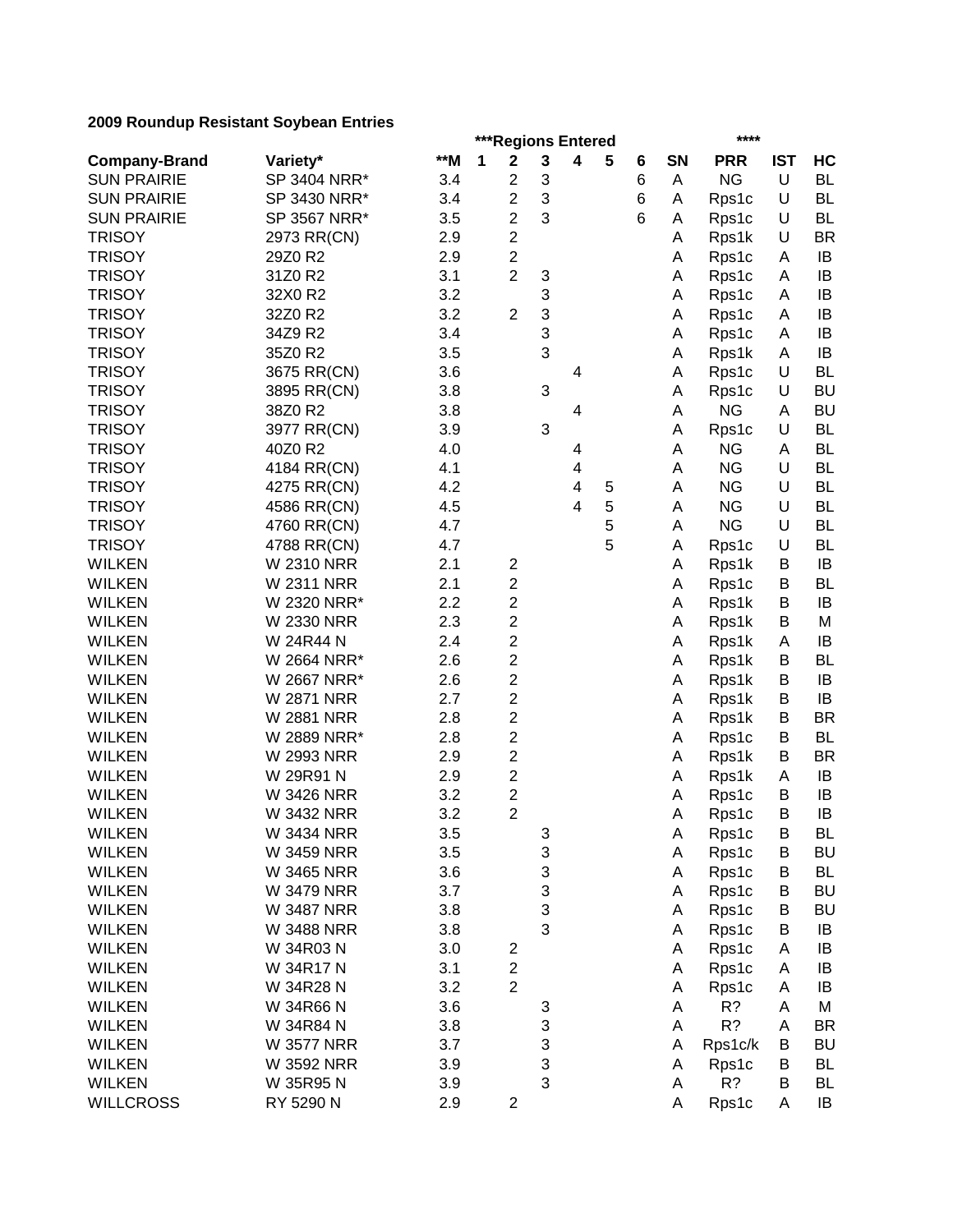**2009 Roundup Resistant Soybean Entries**

| | | | ***Regions Entered | | | | | | | **** | | |
|---|---|---|---|---|---|---|---|---|---|---|---|---|
| **Company-Brand** | **Variety*** | **\*\*M** | **1** | **2** | **3** | **4** | **5** | **6** | **SN** | **PRR** | **IST** | **HC** |
| SUN PRAIRIE | SP 3404 NRR* | 3.4 | | 2 | 3 | | | 6 | A | NG | U | BL |
| SUN PRAIRIE | SP 3430 NRR* | 3.4 | | 2 | 3 | | | 6 | A | Rps1c | U | BL |
| SUN PRAIRIE | SP 3567 NRR* | 3.5 | | 2 | 3 | | | 6 | A | Rps1c | U | BL |
| TRISOY | 2973 RR(CN) | 2.9 | | 2 | | | | | A | Rps1k | U | BR |
| TRISOY | 29Z0 R2 | 2.9 | | 2 | | | | | A | Rps1c | A | IB |
| TRISOY | 31Z0 R2 | 3.1 | | 2 | 3 | | | | A | Rps1c | A | IB |
| TRISOY | 32X0 R2 | 3.2 | | | 3 | | | | A | Rps1c | A | IB |
| TRISOY | 32Z0 R2 | 3.2 | | 2 | 3 | | | | A | Rps1c | A | IB |
| TRISOY | 34Z9 R2 | 3.4 | | | 3 | | | | A | Rps1c | A | IB |
| TRISOY | 35Z0 R2 | 3.5 | | | 3 | | | | A | Rps1k | A | IB |
| TRISOY | 3675 RR(CN) | 3.6 | | | | 4 | | | A | Rps1c | U | BL |
| TRISOY | 3895 RR(CN) | 3.8 | | | 3 | | | | A | Rps1c | U | BU |
| TRISOY | 38Z0 R2 | 3.8 | | | | 4 | | | A | NG | A | BU |
| TRISOY | 3977 RR(CN) | 3.9 | | | 3 | | | | A | Rps1c | U | BL |
| TRISOY | 40Z0 R2 | 4.0 | | | | 4 | | | A | NG | A | BL |
| TRISOY | 4184 RR(CN) | 4.1 | | | | 4 | | | A | NG | U | BL |
| TRISOY | 4275 RR(CN) | 4.2 | | | | 4 | 5 | | A | NG | U | BL |
| TRISOY | 4586 RR(CN) | 4.5 | | | | 4 | 5 | | A | NG | U | BL |
| TRISOY | 4760 RR(CN) | 4.7 | | | | | 5 | | A | NG | U | BL |
| TRISOY | 4788 RR(CN) | 4.7 | | | | | 5 | | A | Rps1c | U | BL |
| WILKEN | W 2310 NRR | 2.1 | | 2 | | | | | A | Rps1k | B | IB |
| WILKEN | W 2311 NRR | 2.1 | | 2 | | | | | A | Rps1c | B | BL |
| WILKEN | W 2320 NRR* | 2.2 | | 2 | | | | | A | Rps1k | B | IB |
| WILKEN | W 2330 NRR | 2.3 | | 2 | | | | | A | Rps1k | B | M |
| WILKEN | W 24R44 N | 2.4 | | 2 | | | | | A | Rps1k | A | IB |
| WILKEN | W 2664 NRR* | 2.6 | | 2 | | | | | A | Rps1k | B | BL |
| WILKEN | W 2667 NRR* | 2.6 | | 2 | | | | | A | Rps1k | B | IB |
| WILKEN | W 2871 NRR | 2.7 | | 2 | | | | | A | Rps1k | B | IB |
| WILKEN | W 2881 NRR | 2.8 | | 2 | | | | | A | Rps1k | B | BR |
| WILKEN | W 2889 NRR* | 2.8 | | 2 | | | | | A | Rps1c | B | BL |
| WILKEN | W 2993 NRR | 2.9 | | 2 | | | | | A | Rps1k | B | BR |
| WILKEN | W 29R91 N | 2.9 | | 2 | | | | | A | Rps1k | A | IB |
| WILKEN | W 3426 NRR | 3.2 | | 2 | | | | | A | Rps1c | B | IB |
| WILKEN | W 3432 NRR | 3.2 | | 2 | | | | | A | Rps1c | B | IB |
| WILKEN | W 3434 NRR | 3.5 | | | 3 | | | | A | Rps1c | B | BL |
| WILKEN | W 3459 NRR | 3.5 | | | 3 | | | | A | Rps1c | B | BU |
| WILKEN | W 3465 NRR | 3.6 | | | 3 | | | | A | Rps1c | B | BL |
| WILKEN | W 3479 NRR | 3.7 | | | 3 | | | | A | Rps1c | B | BU |
| WILKEN | W 3487 NRR | 3.8 | | | 3 | | | | A | Rps1c | B | BU |
| WILKEN | W 3488 NRR | 3.8 | | | 3 | | | | A | Rps1c | B | IB |
| WILKEN | W 34R03 N | 3.0 | | 2 | | | | | A | Rps1c | A | IB |
| WILKEN | W 34R17 N | 3.1 | | 2 | | | | | A | Rps1c | A | IB |
| WILKEN | W 34R28 N | 3.2 | | 2 | | | | | A | Rps1c | A | IB |
| WILKEN | W 34R66 N | 3.6 | | | 3 | | | | A | R? | A | M |
| WILKEN | W 34R84 N | 3.8 | | | 3 | | | | A | R? | A | BR |
| WILKEN | W 3577 NRR | 3.7 | | | 3 | | | | A | Rps1c/k | B | BU |
| WILKEN | W 3592 NRR | 3.9 | | | 3 | | | | A | Rps1c | B | BL |
| WILKEN | W 35R95 N | 3.9 | | | 3 | | | | A | R? | B | BL |
| WILLCROSS | RY 5290 N | 2.9 | | 2 | | | | | A | Rps1c | A | IB |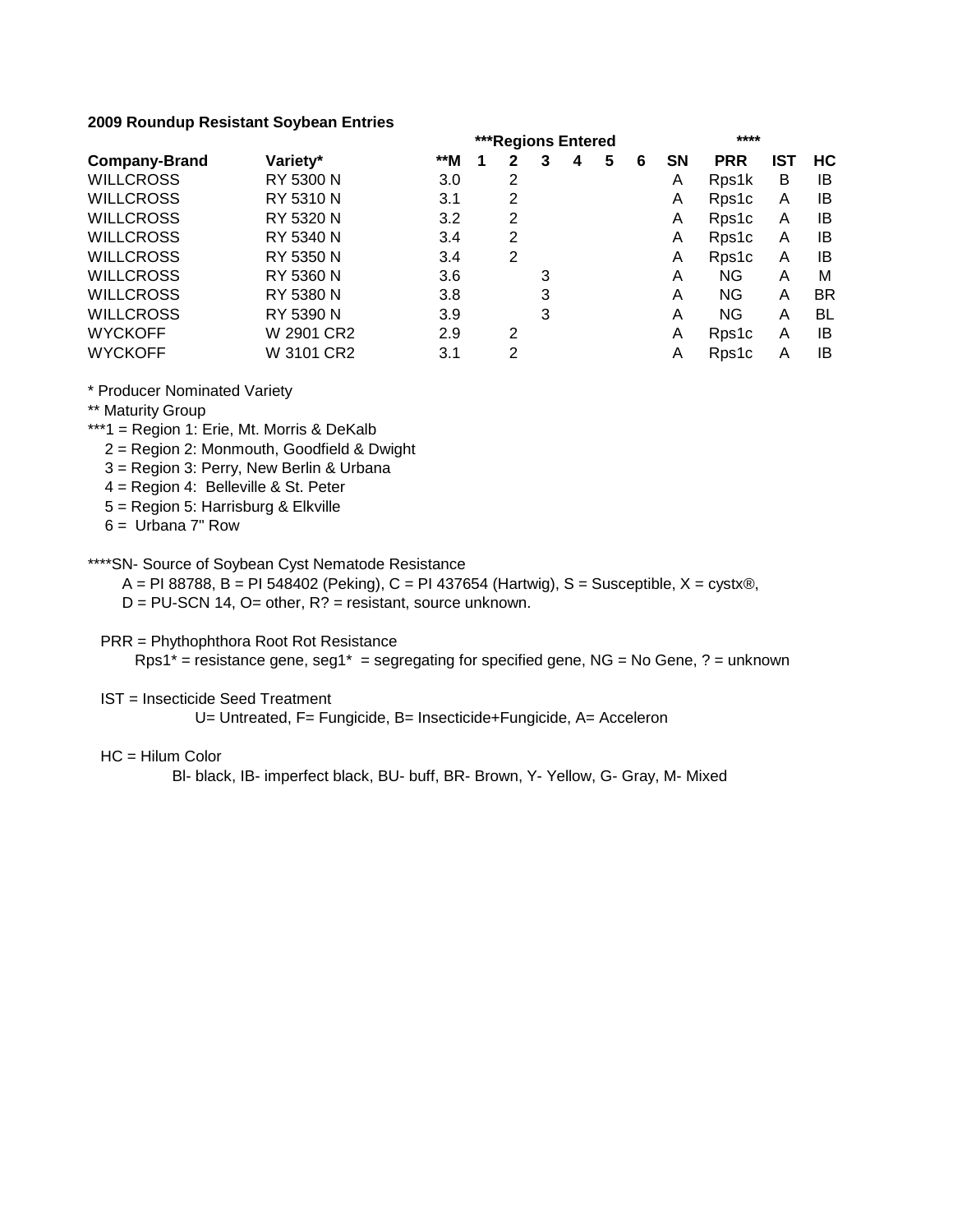**2009 Roundup Resistant Soybean Entries**

| | | | ***Regions Entered | | | | | | **** | | | |
|---|---|---|---|---|---|---|---|---|---|---|---|---|
| **Company-Brand** | **Variety*** | **M** | **1** | **2** | **3** | **4** | **5** | **6** | **SN** | **PRR** | **IST** | **HC** |
| WILLCROSS | RY 5300 N | 3.0 | | 2 | | | | | A | Rps1k | B | IB |
| WILLCROSS | RY 5310 N | 3.1 | | 2 | | | | | A | Rps1c | A | IB |
| WILLCROSS | RY 5320 N | 3.2 | | 2 | | | | | A | Rps1c | A | IB |
| WILLCROSS | RY 5340 N | 3.4 | | 2 | | | | | A | Rps1c | A | IB |
| WILLCROSS | RY 5350 N | 3.4 | | 2 | | | | | A | Rps1c | A | IB |
| WILLCROSS | RY 5360 N | 3.6 | | | 3 | | | | A | NG | A | M |
| WILLCROSS | RY 5380 N | 3.8 | | | 3 | | | | A | NG | A | BR |
| WILLCROSS | RY 5390 N | 3.9 | | | 3 | | | | A | NG | A | BL |
| WYCKOFF | W 2901 CR2 | 2.9 | | 2 | | | | | A | Rps1c | A | IB |
| WYCKOFF | W 3101 CR2 | 3.1 | | 2 | | | | | A | Rps1c | A | IB |

\* Producer Nominated Variety

** Maturity Group

***1 = Region 1: Erie, Mt. Morris & DeKalb
   2 = Region 2: Monmouth, Goodfield & Dwight
   3 = Region 3: Perry, New Berlin & Urbana
   4 = Region 4: Belleville & St. Peter
   5 = Region 5: Harrisburg & Elkville
   6 = Urbana 7" Row

****SN- Source of Soybean Cyst Nematode Resistance
   A = PI 88788, B = PI 548402 (Peking), C = PI 437654 (Hartwig), S = Susceptible, X = cystx®,
   D = PU-SCN 14, O= other, R? = resistant, source unknown.

PRR = Phythophthora Root Rot Resistance
   Rps1* = resistance gene, seg1* = segregating for specified gene, NG = No Gene, ? = unknown

IST = Insecticide Seed Treatment
   U= Untreated, F= Fungicide, B= Insecticide+Fungicide, A= Acceleron

HC = Hilum Color
   Bl- black, IB- imperfect black, BU- buff, BR- Brown, Y- Yellow, G- Gray, M- Mixed